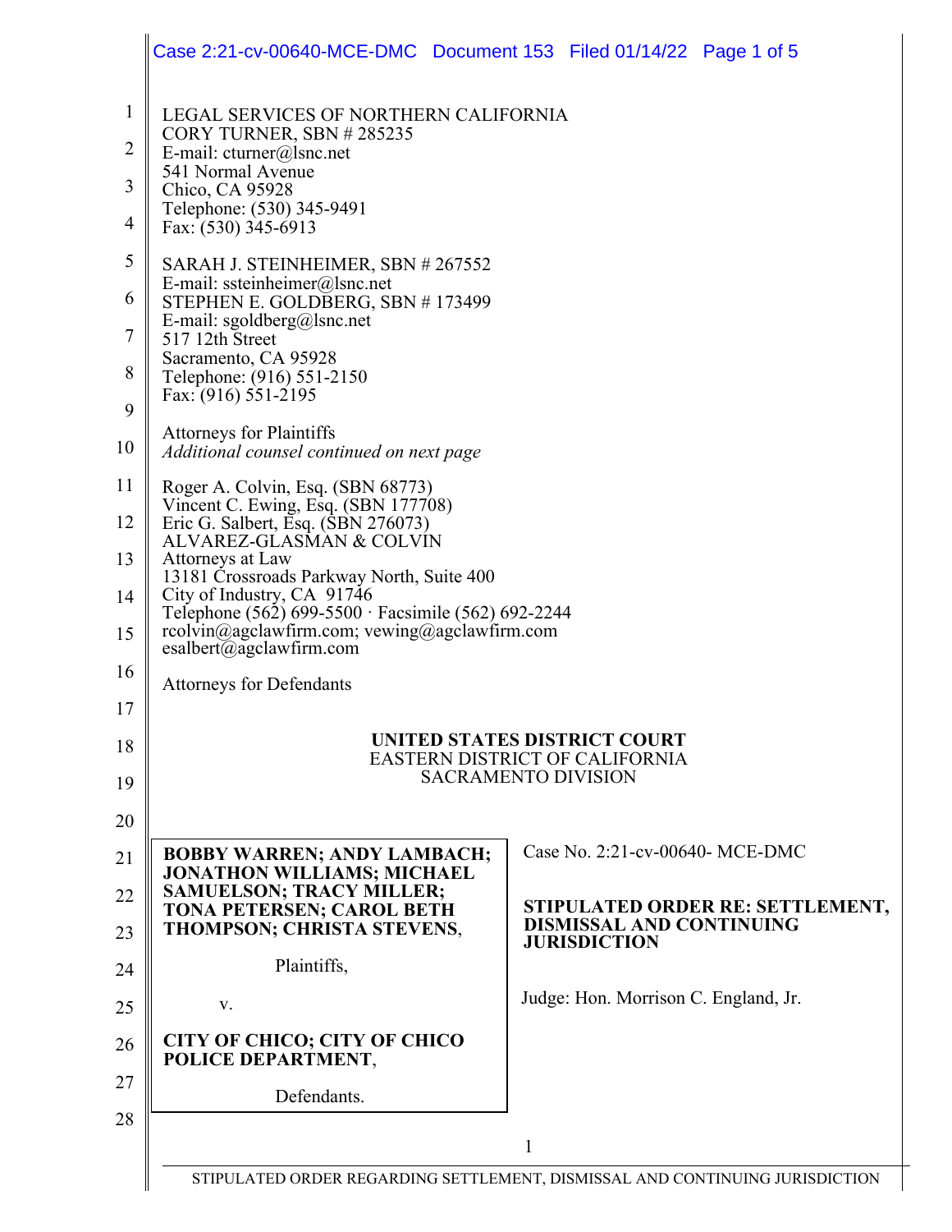LEGAL SERVICES OF NORTHERN CALIFORNIA
CORY TURNER, SBN # 285235
E-mail: cturner@lsnc.net
541 Normal Avenue
Chico, CA 95928
Telephone: (530) 345-9491
Fax: (530) 345-6913

SARAH J. STEINHEIMER, SBN # 267552
E-mail: ssteinheimer@lsnc.net
STEPHEN E. GOLDBERG, SBN # 173499
E-mail: sgoldberg@lsnc.net
517 12th Street
Sacramento, CA 95928
Telephone: (916) 551-2150
Fax: (916) 551-2195

Attorneys for Plaintiffs
*Additional counsel continued on next page*

Roger A. Colvin, Esq. (SBN 68773)
Vincent C. Ewing, Esq. (SBN 177708)
Eric G. Salbert, Esq. (SBN 276073)
ALVAREZ-GLASMAN & COLVIN
Attorneys at Law
13181 Crossroads Parkway North, Suite 400
City of Industry, CA 91746
Telephone (562) 699-5500 · Facsimile (562) 692-2244
rcolvin@agclawfirm.com; vewing@agclawfirm.com
esalbert@agclawfirm.com

Attorneys for Defendants

**UNITED STATES DISTRICT COURT**
EASTERN DISTRICT OF CALIFORNIA
SACRAMENTO DIVISION

**BOBBY WARREN; ANDY LAMBACH; JONATHON WILLIAMS; MICHAEL SAMUELSON; TRACY MILLER; TONA PETERSEN; CAROL BETH THOMPSON; CHRISTA STEVENS**,

Plaintiffs,

v.

**CITY OF CHICO; CITY OF CHICO POLICE DEPARTMENT**,

Defendants.

Case No. 2:21-cv-00640- MCE-DMC

**STIPULATED ORDER RE: SETTLEMENT, DISMISSAL AND CONTINUING JURISDICTION**

Judge: Hon. Morrison C. England, Jr.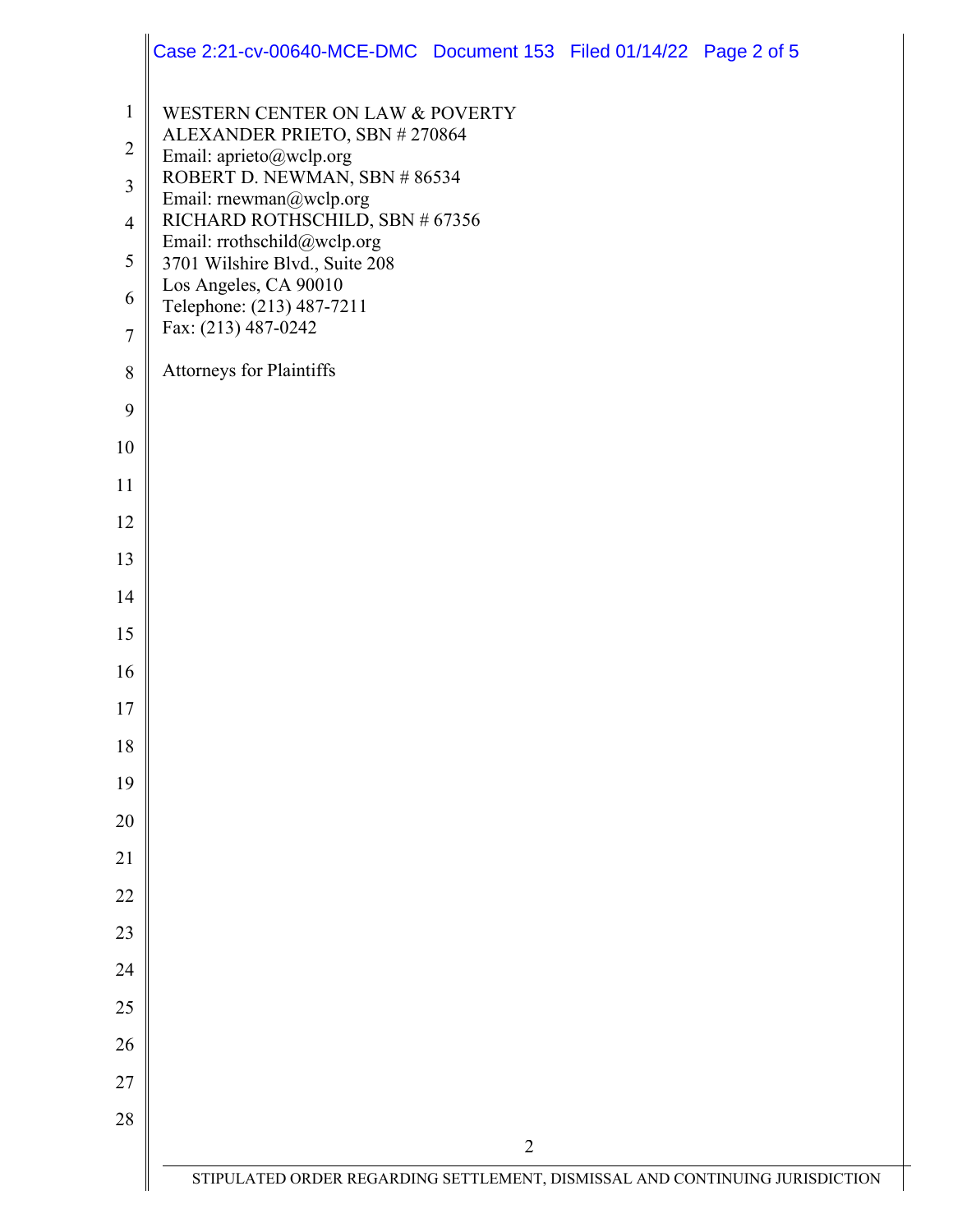WESTERN CENTER ON LAW & POVERTY
ALEXANDER PRIETO, SBN # 270864
Email: aprieto@wclp.org
ROBERT D. NEWMAN, SBN # 86534
Email: rnewman@wclp.org
RICHARD ROTHSCHILD, SBN # 67356
Email: rrothschild@wclp.org
3701 Wilshire Blvd., Suite 208
Los Angeles, CA 90010
Telephone: (213) 487-7211
Fax: (213) 487-0242

Attorneys for Plaintiffs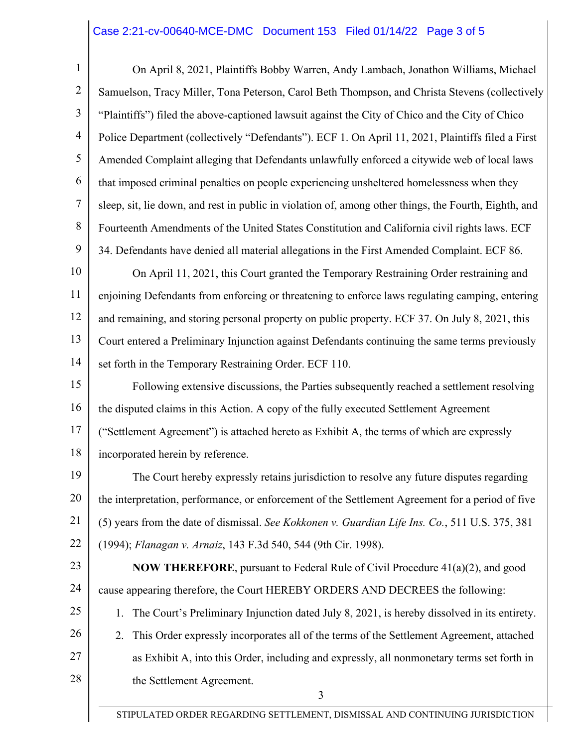On April 8, 2021, Plaintiffs Bobby Warren, Andy Lambach, Jonathon Williams, Michael Samuelson, Tracy Miller, Tona Peterson, Carol Beth Thompson, and Christa Stevens (collectively "Plaintiffs") filed the above-captioned lawsuit against the City of Chico and the City of Chico Police Department (collectively "Defendants"). ECF 1. On April 11, 2021, Plaintiffs filed a First Amended Complaint alleging that Defendants unlawfully enforced a citywide web of local laws that imposed criminal penalties on people experiencing unsheltered homelessness when they sleep, sit, lie down, and rest in public in violation of, among other things, the Fourth, Eighth, and Fourteenth Amendments of the United States Constitution and California civil rights laws. ECF 34. Defendants have denied all material allegations in the First Amended Complaint. ECF 86.

On April 11, 2021, this Court granted the Temporary Restraining Order restraining and enjoining Defendants from enforcing or threatening to enforce laws regulating camping, entering and remaining, and storing personal property on public property. ECF 37. On July 8, 2021, this Court entered a Preliminary Injunction against Defendants continuing the same terms previously set forth in the Temporary Restraining Order. ECF 110.

Following extensive discussions, the Parties subsequently reached a settlement resolving the disputed claims in this Action. A copy of the fully executed Settlement Agreement ("Settlement Agreement") is attached hereto as Exhibit A, the terms of which are expressly incorporated herein by reference.

The Court hereby expressly retains jurisdiction to resolve any future disputes regarding the interpretation, performance, or enforcement of the Settlement Agreement for a period of five (5) years from the date of dismissal. *See Kokkonen v. Guardian Life Ins. Co.*, 511 U.S. 375, 381 (1994); *Flanagan v. Arnaiz*, 143 F.3d 540, 544 (9th Cir. 1998).

**NOW THEREFORE**, pursuant to Federal Rule of Civil Procedure 41(a)(2), and good cause appearing therefore, the Court HEREBY ORDERS AND DECREES the following:

1. The Court's Preliminary Injunction dated July 8, 2021, is hereby dissolved in its entirety.
2. This Order expressly incorporates all of the terms of the Settlement Agreement, attached as Exhibit A, into this Order, including and expressly, all nonmonetary terms set forth in the Settlement Agreement.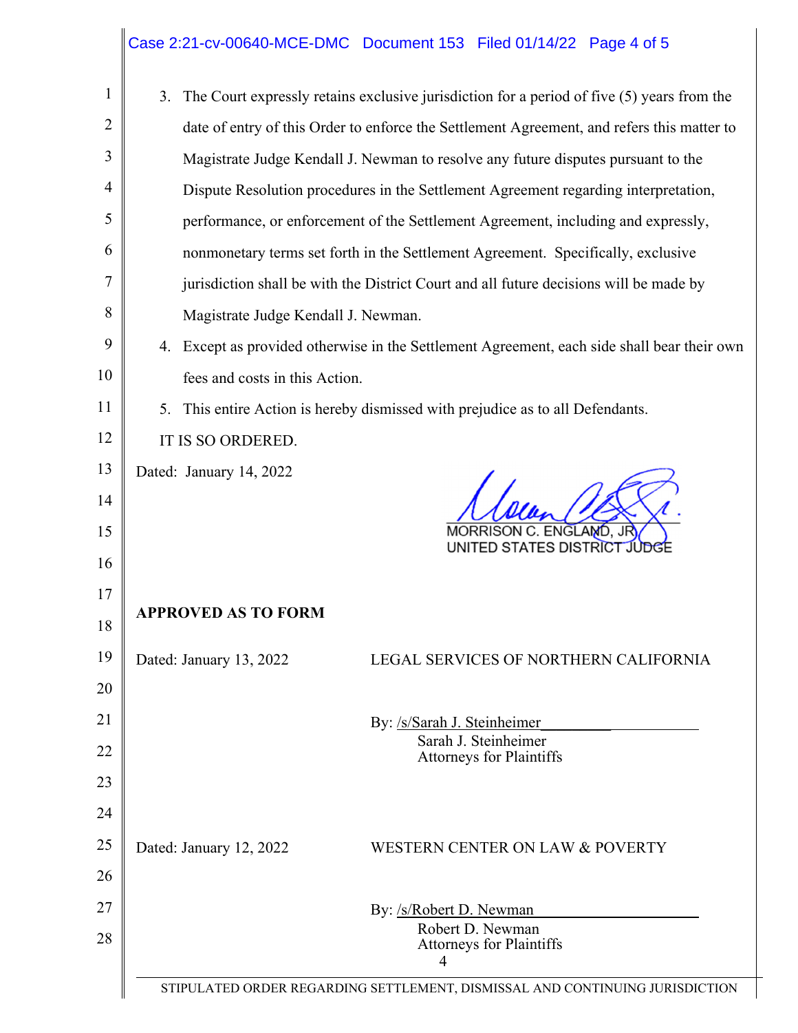3. The Court expressly retains exclusive jurisdiction for a period of five (5) years from the date of entry of this Order to enforce the Settlement Agreement, and refers this matter to Magistrate Judge Kendall J. Newman to resolve any future disputes pursuant to the Dispute Resolution procedures in the Settlement Agreement regarding interpretation, performance, or enforcement of the Settlement Agreement, including and expressly, nonmonetary terms set forth in the Settlement Agreement. Specifically, exclusive jurisdiction shall be with the District Court and all future decisions will be made by Magistrate Judge Kendall J. Newman.

4. Except as provided otherwise in the Settlement Agreement, each side shall bear their own fees and costs in this Action.

5. This entire Action is hereby dismissed with prejudice as to all Defendants.

IT IS SO ORDERED.

Dated: January 14, 2022

MORRISON C. ENGLAND, JR.
UNITED STATES DISTRICT JUDGE

**APPROVED AS TO FORM**

Dated: January 13, 2022

LEGAL SERVICES OF NORTHERN CALIFORNIA

By: /s/Sarah J. Steinheimer
Sarah J. Steinheimer
Attorneys for Plaintiffs

Dated: January 12, 2022

WESTERN CENTER ON LAW & POVERTY

By: /s/Robert D. Newman
Robert D. Newman
Attorneys for Plaintiffs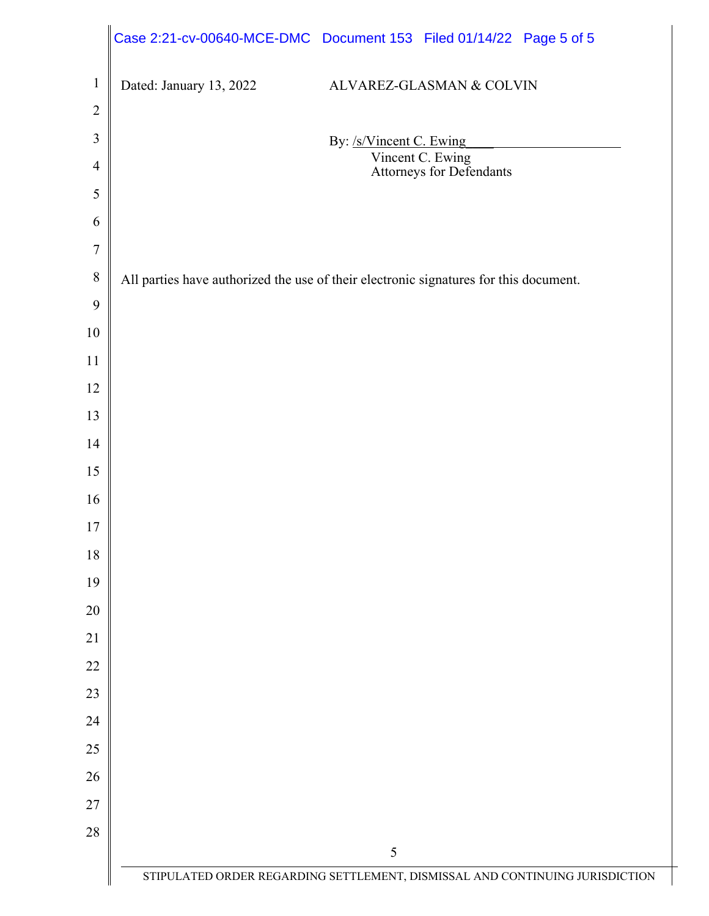Dated: January 13, 2022

ALVAREZ-GLASMAN & COLVIN

By: /s/Vincent C. Ewing
Vincent C. Ewing
Attorneys for Defendants

All parties have authorized the use of their electronic signatures for this document.